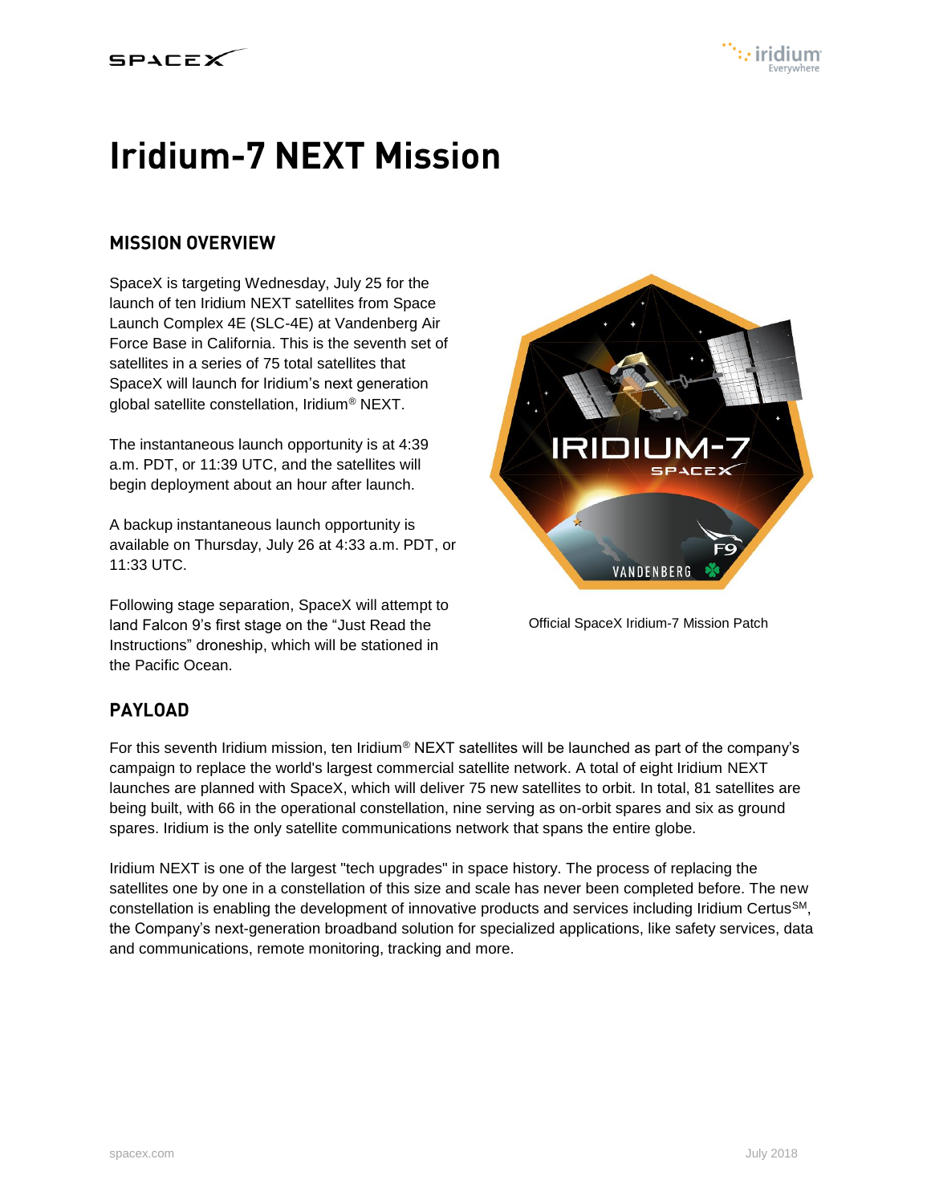# Iridium-7 NEXT Mission

## MISSION OVERVIEW

SpaceX is targeting Wednesday, July 25 for the launch of ten Iridium NEXT satellites from Space Launch Complex 4E (SLC-4E) at Vandenberg Air Force Base in California. This is the seventh set of satellites in a series of 75 total satellites that SpaceX will launch for Iridium's next generation global satellite constellation, Iridium® NEXT.

The instantaneous launch opportunity is at 4:39 a.m. PDT, or 11:39 UTC, and the satellites will begin deployment about an hour after launch.

A backup instantaneous launch opportunity is available on Thursday, July 26 at 4:33 a.m. PDT, or 11:33 UTC.

Following stage separation, SpaceX will attempt to land Falcon 9's first stage on the "Just Read the Instructions" droneship, which will be stationed in the Pacific Ocean.

Official SpaceX Iridium-7 Mission Patch

## PAYLOAD

For this seventh Iridium mission, ten Iridium® NEXT satellites will be launched as part of the company's campaign to replace the world's largest commercial satellite network. A total of eight Iridium NEXT launches are planned with SpaceX, which will deliver 75 new satellites to orbit. In total, 81 satellites are being built, with 66 in the operational constellation, nine serving as on-orbit spares and six as ground spares. Iridium is the only satellite communications network that spans the entire globe.

Iridium NEXT is one of the largest "tech upgrades" in space history. The process of replacing the satellites one by one in a constellation of this size and scale has never been completed before. The new constellation is enabling the development of innovative products and services including Iridium Certus℠, the Company's next-generation broadband solution for specialized applications, like safety services, data and communications, remote monitoring, tracking and more.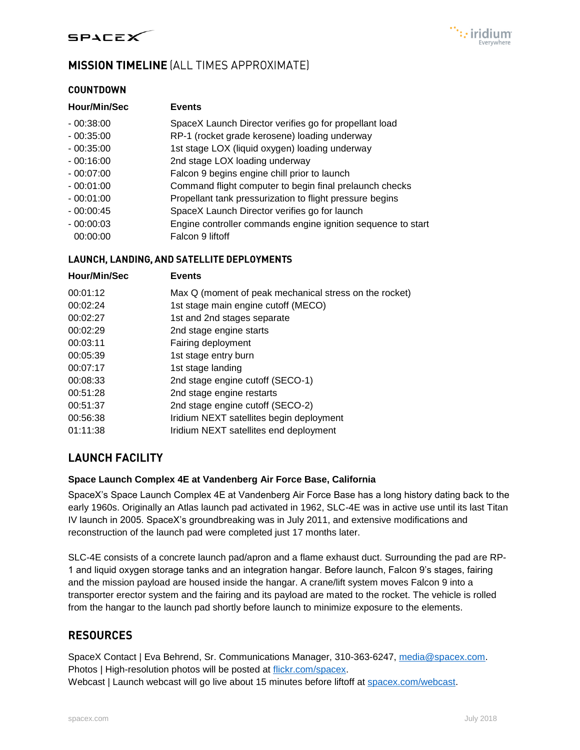# MISSION TIMELINE (ALL TIMES APPROXIMATE)

## COUNTDOWN

| Hour/Min/Sec | Events |
|---|---|
| - 00:38:00 | SpaceX Launch Director verifies go for propellant load |
| - 00:35:00 | RP-1 (rocket grade kerosene) loading underway |
| - 00:35:00 | 1st stage LOX (liquid oxygen) loading underway |
| - 00:16:00 | 2nd stage LOX loading underway |
| - 00:07:00 | Falcon 9 begins engine chill prior to launch |
| - 00:01:00 | Command flight computer to begin final prelaunch checks |
| - 00:01:00 | Propellant tank pressurization to flight pressure begins |
| - 00:00:45 | SpaceX Launch Director verifies go for launch |
| - 00:00:03 | Engine controller commands engine ignition sequence to start |
| 00:00:00 | Falcon 9 liftoff |

## LAUNCH, LANDING, AND SATELLITE DEPLOYMENTS

| Hour/Min/Sec | Events |
|---|---|
| 00:01:12 | Max Q (moment of peak mechanical stress on the rocket) |
| 00:02:24 | 1st stage main engine cutoff (MECO) |
| 00:02:27 | 1st and 2nd stages separate |
| 00:02:29 | 2nd stage engine starts |
| 00:03:11 | Fairing deployment |
| 00:05:39 | 1st stage entry burn |
| 00:07:17 | 1st stage landing |
| 00:08:33 | 2nd stage engine cutoff (SECO-1) |
| 00:51:28 | 2nd stage engine restarts |
| 00:51:37 | 2nd stage engine cutoff (SECO-2) |
| 00:56:38 | Iridium NEXT satellites begin deployment |
| 01:11:38 | Iridium NEXT satellites end deployment |

# LAUNCH FACILITY

### Space Launch Complex 4E at Vandenberg Air Force Base, California

SpaceX's Space Launch Complex 4E at Vandenberg Air Force Base has a long history dating back to the early 1960s. Originally an Atlas launch pad activated in 1962, SLC-4E was in active use until its last Titan IV launch in 2005. SpaceX's groundbreaking was in July 2011, and extensive modifications and reconstruction of the launch pad were completed just 17 months later.

SLC-4E consists of a concrete launch pad/apron and a flame exhaust duct. Surrounding the pad are RP-1 and liquid oxygen storage tanks and an integration hangar. Before launch, Falcon 9's stages, fairing and the mission payload are housed inside the hangar. A crane/lift system moves Falcon 9 into a transporter erector system and the fairing and its payload are mated to the rocket. The vehicle is rolled from the hangar to the launch pad shortly before launch to minimize exposure to the elements.

# RESOURCES

SpaceX Contact | Eva Behrend, Sr. Communications Manager, 310-363-6247, media@spacex.com.
Photos | High-resolution photos will be posted at flickr.com/spacex.
Webcast | Launch webcast will go live about 15 minutes before liftoff at spacex.com/webcast.